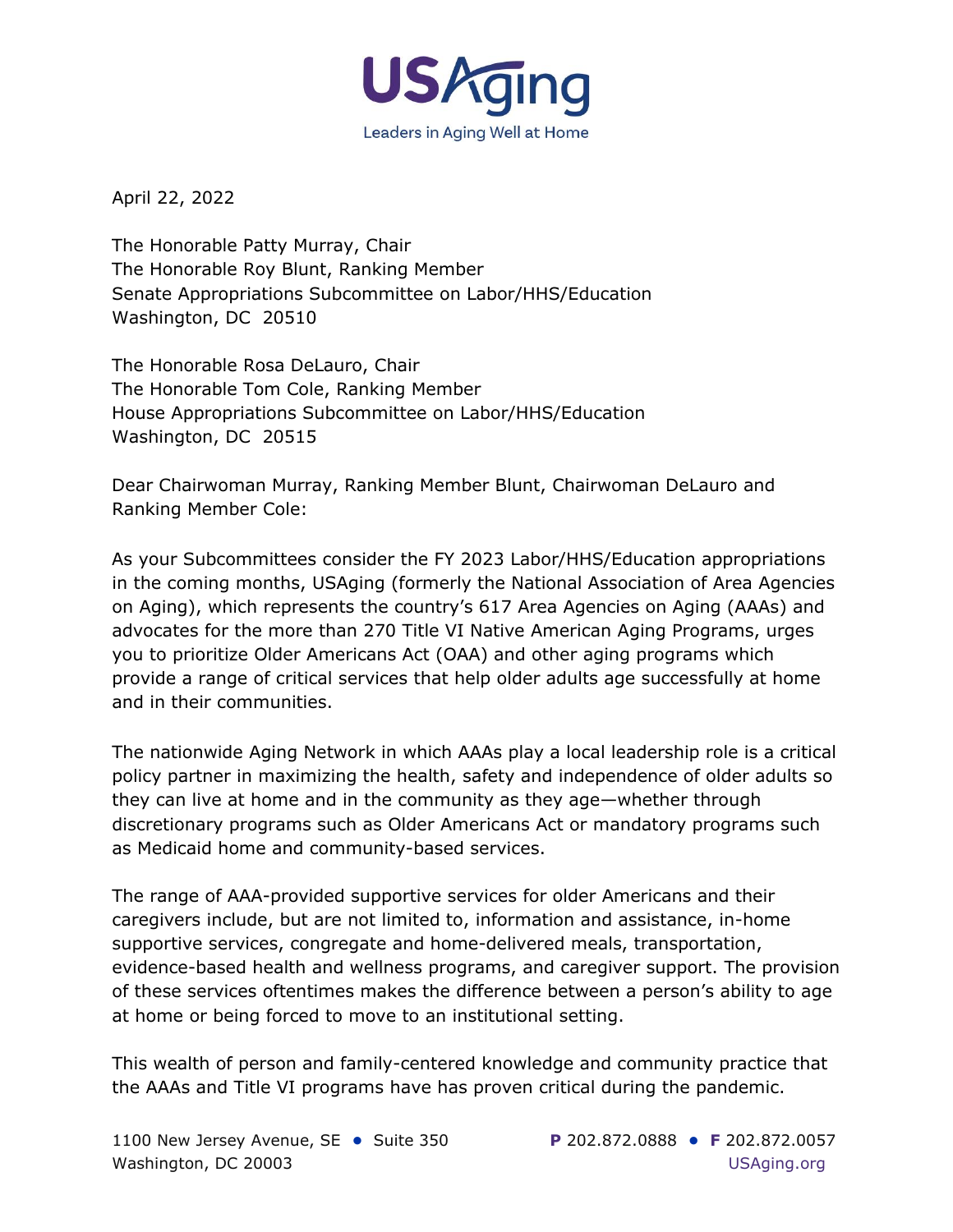USAging

Leaders in Aging Well at Home

April 22, 2022

The Honorable Patty Murray, Chair
The Honorable Roy Blunt, Ranking Member
Senate Appropriations Subcommittee on Labor/HHS/Education
Washington, DC 20510

The Honorable Rosa DeLauro, Chair
The Honorable Tom Cole, Ranking Member
House Appropriations Subcommittee on Labor/HHS/Education
Washington, DC 20515

Dear Chairwoman Murray, Ranking Member Blunt, Chairwoman DeLauro and Ranking Member Cole:

As your Subcommittees consider the FY 2023 Labor/HHS/Education appropriations in the coming months, USAging (formerly the National Association of Area Agencies on Aging), which represents the country's 617 Area Agencies on Aging (AAAs) and advocates for the more than 270 Title VI Native American Aging Programs, urges you to prioritize Older Americans Act (OAA) and other aging programs which provide a range of critical services that help older adults age successfully at home and in their communities.

The nationwide Aging Network in which AAAs play a local leadership role is a critical policy partner in maximizing the health, safety and independence of older adults so they can live at home and in the community as they age—whether through discretionary programs such as Older Americans Act or mandatory programs such as Medicaid home and community-based services.

The range of AAA-provided supportive services for older Americans and their caregivers include, but are not limited to, information and assistance, in-home supportive services, congregate and home-delivered meals, transportation, evidence-based health and wellness programs, and caregiver support. The provision of these services oftentimes makes the difference between a person's ability to age at home or being forced to move to an institutional setting.

This wealth of person and family-centered knowledge and community practice that the AAAs and Title VI programs have has proven critical during the pandemic.

1100 New Jersey Avenue, SE • Suite 350
Washington, DC 20003

**P** 202.872.0888 • **F** 202.872.0057
USAging.org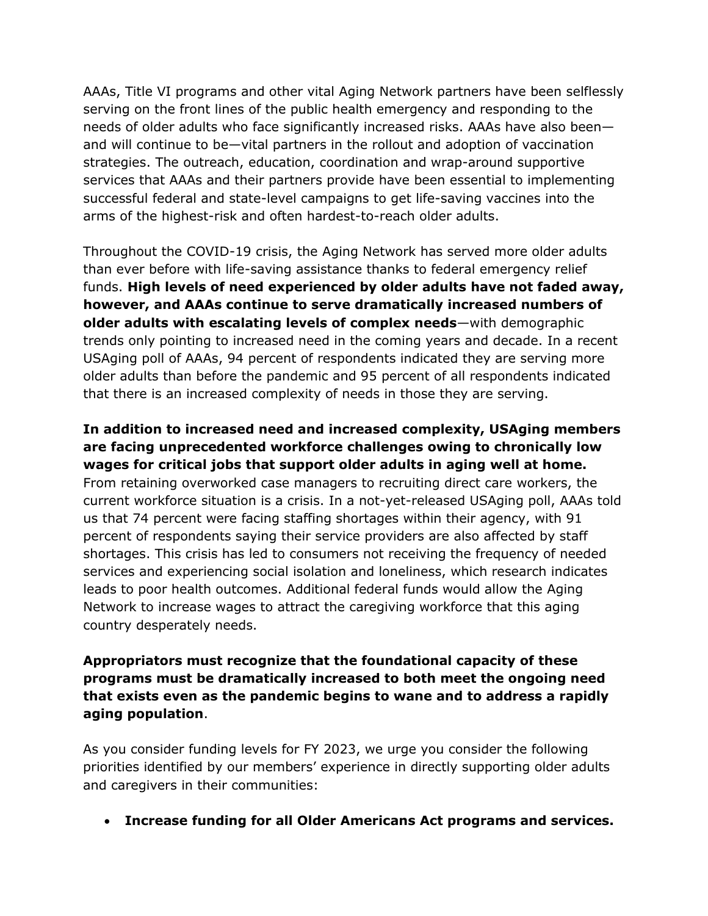AAAs, Title VI programs and other vital Aging Network partners have been selflessly serving on the front lines of the public health emergency and responding to the needs of older adults who face significantly increased risks. AAAs have also been—and will continue to be—vital partners in the rollout and adoption of vaccination strategies. The outreach, education, coordination and wrap-around supportive services that AAAs and their partners provide have been essential to implementing successful federal and state-level campaigns to get life-saving vaccines into the arms of the highest-risk and often hardest-to-reach older adults.

Throughout the COVID-19 crisis, the Aging Network has served more older adults than ever before with life-saving assistance thanks to federal emergency relief funds. **High levels of need experienced by older adults have not faded away, however, and AAAs continue to serve dramatically increased numbers of older adults with escalating levels of complex needs**—with demographic trends only pointing to increased need in the coming years and decade. In a recent USAging poll of AAAs, 94 percent of respondents indicated they are serving more older adults than before the pandemic and 95 percent of all respondents indicated that there is an increased complexity of needs in those they are serving.

**In addition to increased need and increased complexity, USAging members are facing unprecedented workforce challenges owing to chronically low wages for critical jobs that support older adults in aging well at home.** From retaining overworked case managers to recruiting direct care workers, the current workforce situation is a crisis. In a not-yet-released USAging poll, AAAs told us that 74 percent were facing staffing shortages within their agency, with 91 percent of respondents saying their service providers are also affected by staff shortages. This crisis has led to consumers not receiving the frequency of needed services and experiencing social isolation and loneliness, which research indicates leads to poor health outcomes. Additional federal funds would allow the Aging Network to increase wages to attract the caregiving workforce that this aging country desperately needs.

**Appropriators must recognize that the foundational capacity of these programs must be dramatically increased to both meet the ongoing need that exists even as the pandemic begins to wane and to address a rapidly aging population**.

As you consider funding levels for FY 2023, we urge you consider the following priorities identified by our members' experience in directly supporting older adults and caregivers in their communities:

- **Increase funding for all Older Americans Act programs and services.**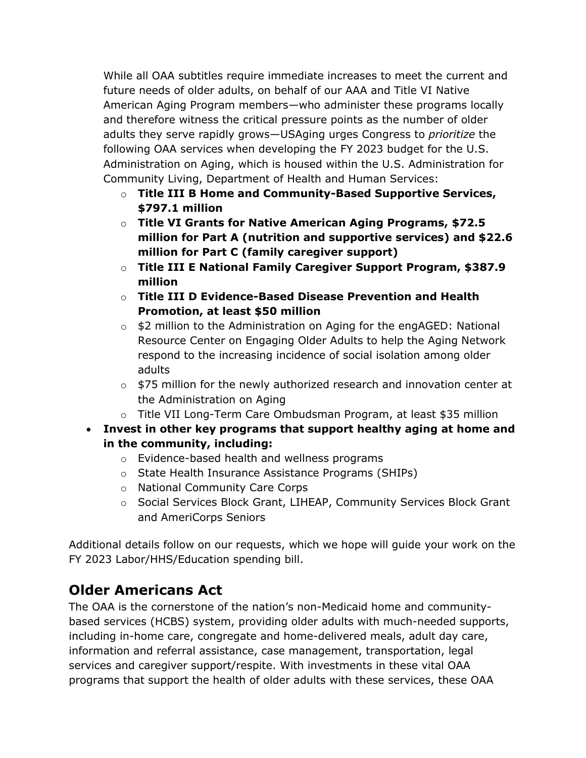While all OAA subtitles require immediate increases to meet the current and future needs of older adults, on behalf of our AAA and Title VI Native American Aging Program members—who administer these programs locally and therefore witness the critical pressure points as the number of older adults they serve rapidly grows—USAging urges Congress to *prioritize* the following OAA services when developing the FY 2023 budget for the U.S. Administration on Aging, which is housed within the U.S. Administration for Community Living, Department of Health and Human Services:

  - **Title III B Home and Community-Based Supportive Services, $797.1 million**
  - **Title VI Grants for Native American Aging Programs, $72.5 million for Part A (nutrition and supportive services) and $22.6 million for Part C (family caregiver support)**
  - **Title III E National Family Caregiver Support Program, $387.9 million**
  - **Title III D Evidence-Based Disease Prevention and Health Promotion, at least $50 million**
  - $2 million to the Administration on Aging for the engAGED: National Resource Center on Engaging Older Adults to help the Aging Network respond to the increasing incidence of social isolation among older adults
  - $75 million for the newly authorized research and innovation center at the Administration on Aging
  - Title VII Long-Term Care Ombudsman Program, at least $35 million

- **Invest in other key programs that support healthy aging at home and in the community, including:**
  - Evidence-based health and wellness programs
  - State Health Insurance Assistance Programs (SHIPs)
  - National Community Care Corps
  - Social Services Block Grant, LIHEAP, Community Services Block Grant and AmeriCorps Seniors

Additional details follow on our requests, which we hope will guide your work on the FY 2023 Labor/HHS/Education spending bill.

## Older Americans Act

The OAA is the cornerstone of the nation's non-Medicaid home and community-based services (HCBS) system, providing older adults with much-needed supports, including in-home care, congregate and home-delivered meals, adult day care, information and referral assistance, case management, transportation, legal services and caregiver support/respite. With investments in these vital OAA programs that support the health of older adults with these services, these OAA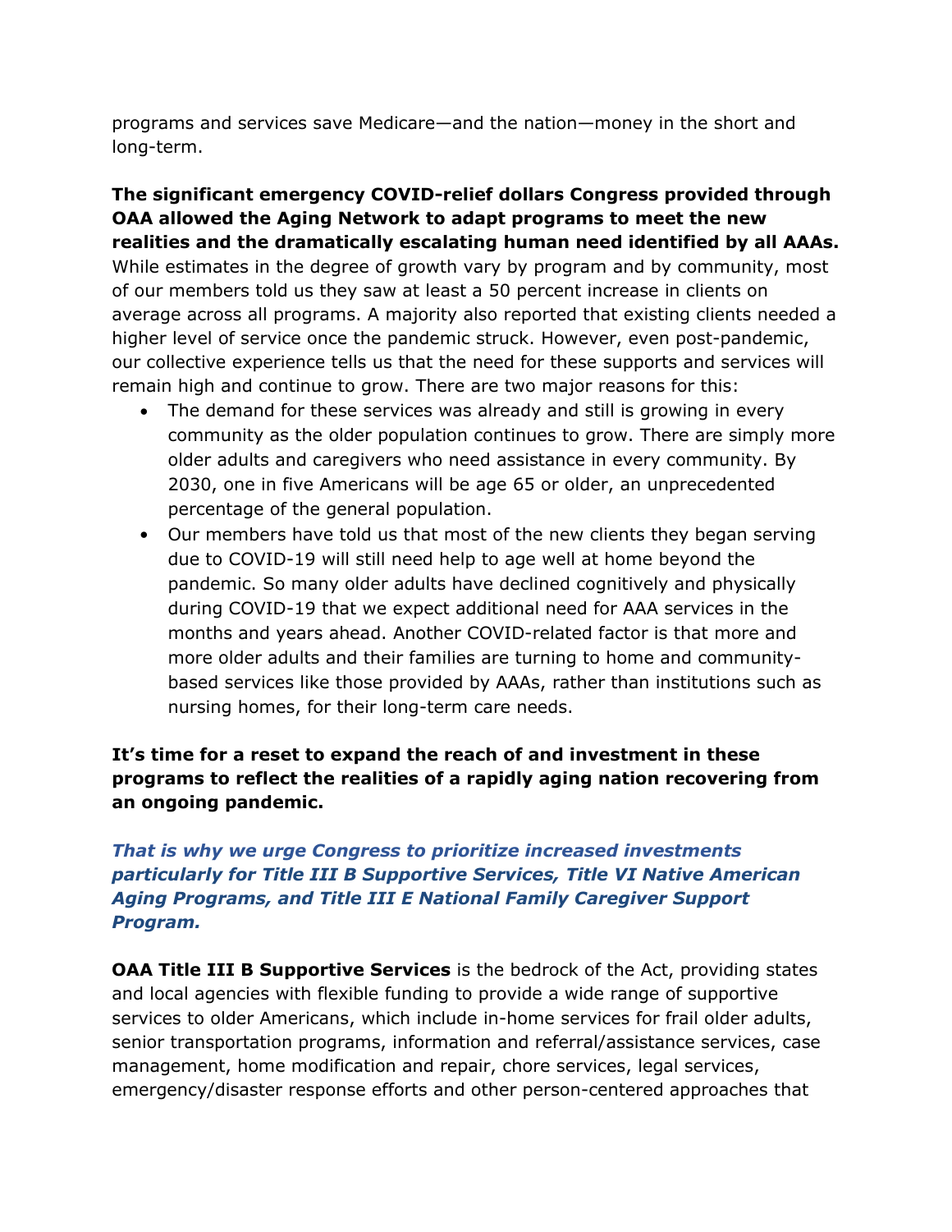programs and services save Medicare—and the nation—money in the short and long-term.

**The significant emergency COVID-relief dollars Congress provided through OAA allowed the Aging Network to adapt programs to meet the new realities and the dramatically escalating human need identified by all AAAs.** While estimates in the degree of growth vary by program and by community, most of our members told us they saw at least a 50 percent increase in clients on average across all programs. A majority also reported that existing clients needed a higher level of service once the pandemic struck. However, even post-pandemic, our collective experience tells us that the need for these supports and services will remain high and continue to grow. There are two major reasons for this:

- The demand for these services was already and still is growing in every community as the older population continues to grow. There are simply more older adults and caregivers who need assistance in every community. By 2030, one in five Americans will be age 65 or older, an unprecedented percentage of the general population.
- Our members have told us that most of the new clients they began serving due to COVID-19 will still need help to age well at home beyond the pandemic. So many older adults have declined cognitively and physically during COVID-19 that we expect additional need for AAA services in the months and years ahead. Another COVID-related factor is that more and more older adults and their families are turning to home and community-based services like those provided by AAAs, rather than institutions such as nursing homes, for their long-term care needs.

**It's time for a reset to expand the reach of and investment in these programs to reflect the realities of a rapidly aging nation recovering from an ongoing pandemic.**

***That is why we urge Congress to prioritize increased investments particularly for Title III B Supportive Services, Title VI Native American Aging Programs, and Title III E National Family Caregiver Support Program.***

**OAA Title III B Supportive Services** is the bedrock of the Act, providing states and local agencies with flexible funding to provide a wide range of supportive services to older Americans, which include in-home services for frail older adults, senior transportation programs, information and referral/assistance services, case management, home modification and repair, chore services, legal services, emergency/disaster response efforts and other person-centered approaches that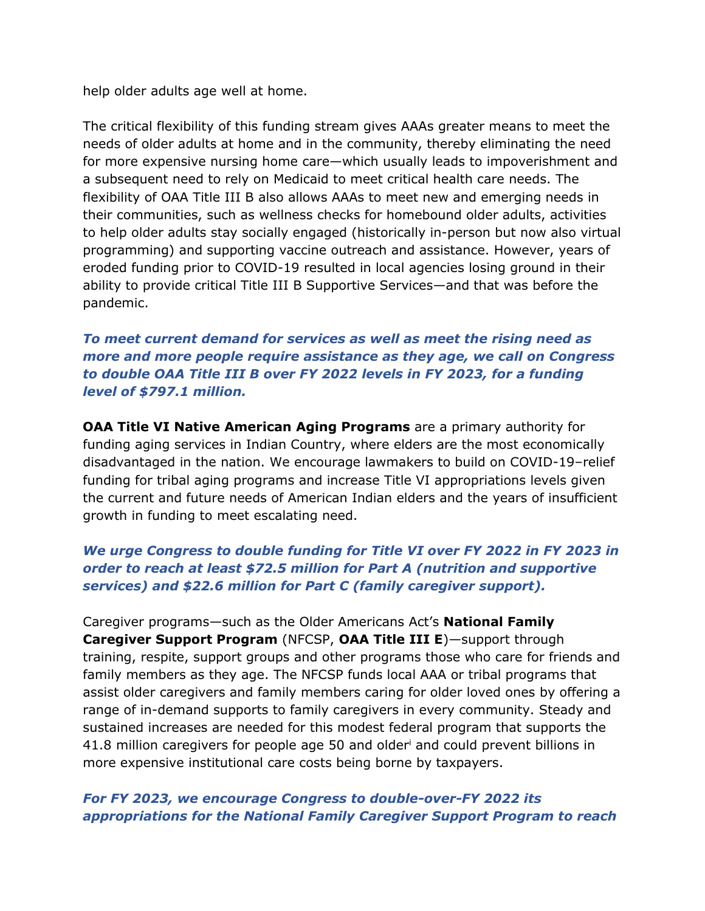help older adults age well at home.

The critical flexibility of this funding stream gives AAAs greater means to meet the needs of older adults at home and in the community, thereby eliminating the need for more expensive nursing home care—which usually leads to impoverishment and a subsequent need to rely on Medicaid to meet critical health care needs. The flexibility of OAA Title III B also allows AAAs to meet new and emerging needs in their communities, such as wellness checks for homebound older adults, activities to help older adults stay socially engaged (historically in-person but now also virtual programming) and supporting vaccine outreach and assistance. However, years of eroded funding prior to COVID-19 resulted in local agencies losing ground in their ability to provide critical Title III B Supportive Services—and that was before the pandemic.

***To meet current demand for services as well as meet the rising need as more and more people require assistance as they age, we call on Congress to double OAA Title III B over FY 2022 levels in FY 2023, for a funding level of $797.1 million.***

**OAA Title VI Native American Aging Programs** are a primary authority for funding aging services in Indian Country, where elders are the most economically disadvantaged in the nation. We encourage lawmakers to build on COVID-19–relief funding for tribal aging programs and increase Title VI appropriations levels given the current and future needs of American Indian elders and the years of insufficient growth in funding to meet escalating need.

***We urge Congress to double funding for Title VI over FY 2022 in FY 2023 in order to reach at least $72.5 million for Part A (nutrition and supportive services) and $22.6 million for Part C (family caregiver support).***

Caregiver programs—such as the Older Americans Act's **National Family Caregiver Support Program** (NFCSP, **OAA Title III E**)—support through training, respite, support groups and other programs those who care for friends and family members as they age. The NFCSP funds local AAA or tribal programs that assist older caregivers and family members caring for older loved ones by offering a range of in-demand supports to family caregivers in every community. Steady and sustained increases are needed for this modest federal program that supports the 41.8 million caregivers for people age 50 and older[i] and could prevent billions in more expensive institutional care costs being borne by taxpayers.

***For FY 2023, we encourage Congress to double-over-FY 2022 its appropriations for the National Family Caregiver Support Program to reach***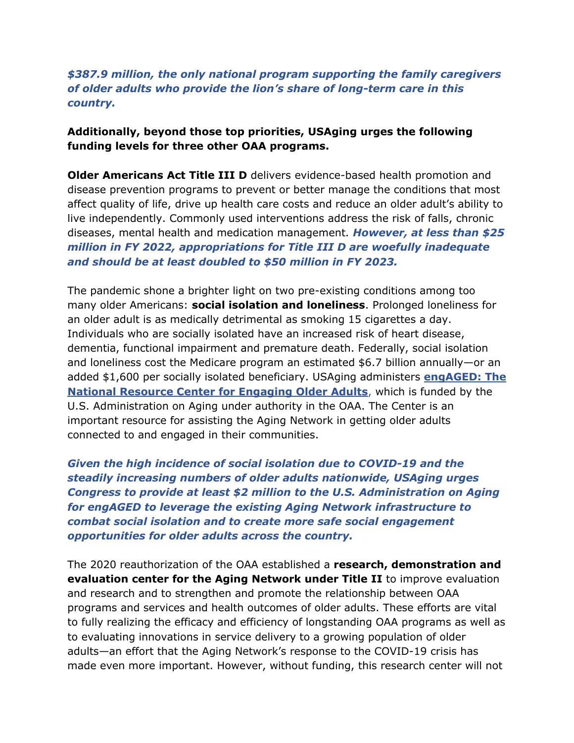***$387.9 million, the only national program supporting the family caregivers of older adults who provide the lion's share of long-term care in this country.***

**Additionally, beyond those top priorities, USAging urges the following funding levels for three other OAA programs.**

**Older Americans Act Title III D** delivers evidence-based health promotion and disease prevention programs to prevent or better manage the conditions that most affect quality of life, drive up health care costs and reduce an older adult's ability to live independently. Commonly used interventions address the risk of falls, chronic diseases, mental health and medication management. ***However, at less than $25 million in FY 2022, appropriations for Title III D are woefully inadequate and should be at least doubled to $50 million in FY 2023.***

The pandemic shone a brighter light on two pre-existing conditions among too many older Americans: **social isolation and loneliness**. Prolonged loneliness for an older adult is as medically detrimental as smoking 15 cigarettes a day. Individuals who are socially isolated have an increased risk of heart disease, dementia, functional impairment and premature death. Federally, social isolation and loneliness cost the Medicare program an estimated $6.7 billion annually—or an added $1,600 per socially isolated beneficiary. USAging administers **engAGED: The National Resource Center for Engaging Older Adults**, which is funded by the U.S. Administration on Aging under authority in the OAA. The Center is an important resource for assisting the Aging Network in getting older adults connected to and engaged in their communities.

***Given the high incidence of social isolation due to COVID-19 and the steadily increasing numbers of older adults nationwide, USAging urges Congress to provide at least $2 million to the U.S. Administration on Aging for engAGED to leverage the existing Aging Network infrastructure to combat social isolation and to create more safe social engagement opportunities for older adults across the country.***

The 2020 reauthorization of the OAA established a **research, demonstration and evaluation center for the Aging Network under Title II** to improve evaluation and research and to strengthen and promote the relationship between OAA programs and services and health outcomes of older adults. These efforts are vital to fully realizing the efficacy and efficiency of longstanding OAA programs as well as to evaluating innovations in service delivery to a growing population of older adults—an effort that the Aging Network's response to the COVID-19 crisis has made even more important. However, without funding, this research center will not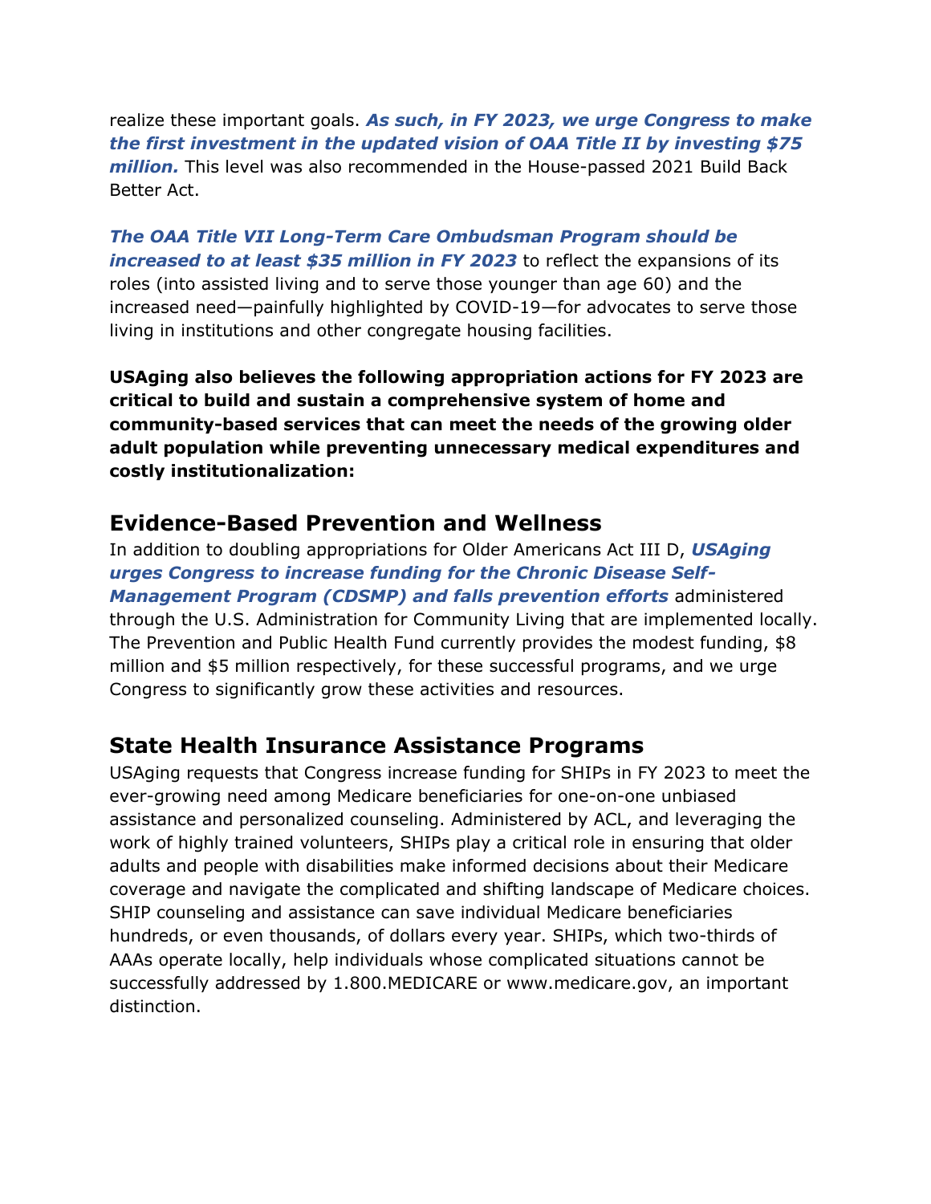realize these important goals. ***As such, in FY 2023, we urge Congress to make the first investment in the updated vision of OAA Title II by investing $75 million.*** This level was also recommended in the House-passed 2021 Build Back Better Act.

***The OAA Title VII Long-Term Care Ombudsman Program should be increased to at least $35 million in FY 2023*** to reflect the expansions of its roles (into assisted living and to serve those younger than age 60) and the increased need—painfully highlighted by COVID-19—for advocates to serve those living in institutions and other congregate housing facilities.

**USAging also believes the following appropriation actions for FY 2023 are critical to build and sustain a comprehensive system of home and community-based services that can meet the needs of the growing older adult population while preventing unnecessary medical expenditures and costly institutionalization:**

## Evidence-Based Prevention and Wellness

In addition to doubling appropriations for Older Americans Act III D, ***USAging urges Congress to increase funding for the Chronic Disease Self-Management Program (CDSMP) and falls prevention efforts*** administered through the U.S. Administration for Community Living that are implemented locally. The Prevention and Public Health Fund currently provides the modest funding, $8 million and $5 million respectively, for these successful programs, and we urge Congress to significantly grow these activities and resources.

## State Health Insurance Assistance Programs

USAging requests that Congress increase funding for SHIPs in FY 2023 to meet the ever-growing need among Medicare beneficiaries for one-on-one unbiased assistance and personalized counseling. Administered by ACL, and leveraging the work of highly trained volunteers, SHIPs play a critical role in ensuring that older adults and people with disabilities make informed decisions about their Medicare coverage and navigate the complicated and shifting landscape of Medicare choices. SHIP counseling and assistance can save individual Medicare beneficiaries hundreds, or even thousands, of dollars every year. SHIPs, which two-thirds of AAAs operate locally, help individuals whose complicated situations cannot be successfully addressed by 1.800.MEDICARE or www.medicare.gov, an important distinction.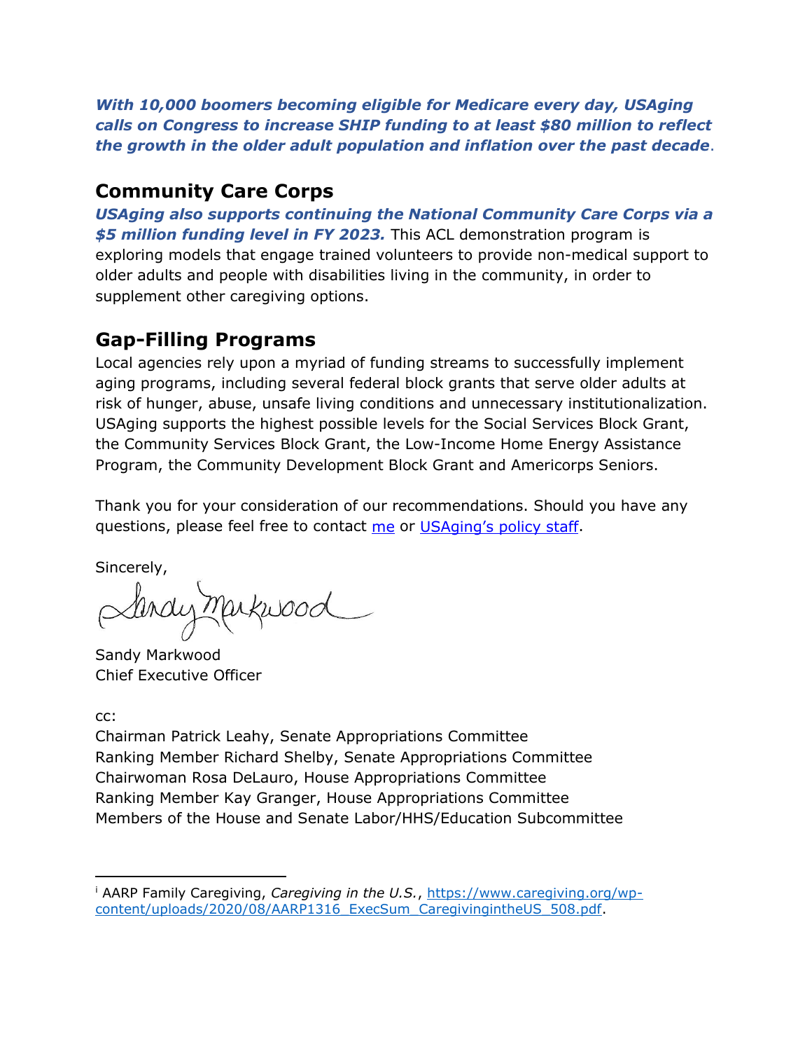***With 10,000 boomers becoming eligible for Medicare every day, USAging calls on Congress to increase SHIP funding to at least $80 million to reflect the growth in the older adult population and inflation over the past decade***.

## Community Care Corps

***USAging also supports continuing the National Community Care Corps via a $5 million funding level in FY 2023.*** This ACL demonstration program is exploring models that engage trained volunteers to provide non-medical support to older adults and people with disabilities living in the community, in order to supplement other caregiving options.

## Gap-Filling Programs

Local agencies rely upon a myriad of funding streams to successfully implement aging programs, including several federal block grants that serve older adults at risk of hunger, abuse, unsafe living conditions and unnecessary institutionalization. USAging supports the highest possible levels for the Social Services Block Grant, the Community Services Block Grant, the Low-Income Home Energy Assistance Program, the Community Development Block Grant and Americorps Seniors.

Thank you for your consideration of our recommendations. Should you have any questions, please feel free to contact me or USAging's policy staff.

Sincerely,

Sandy Markwood
Chief Executive Officer

cc:
Chairman Patrick Leahy, Senate Appropriations Committee
Ranking Member Richard Shelby, Senate Appropriations Committee
Chairwoman Rosa DeLauro, House Appropriations Committee
Ranking Member Kay Granger, House Appropriations Committee
Members of the House and Senate Labor/HHS/Education Subcommittee

---

[i] AARP Family Caregiving, *Caregiving in the U.S.*, https://www.caregiving.org/wp-content/uploads/2020/08/AARP1316_ExecSum_CaregivingintheUS_508.pdf.